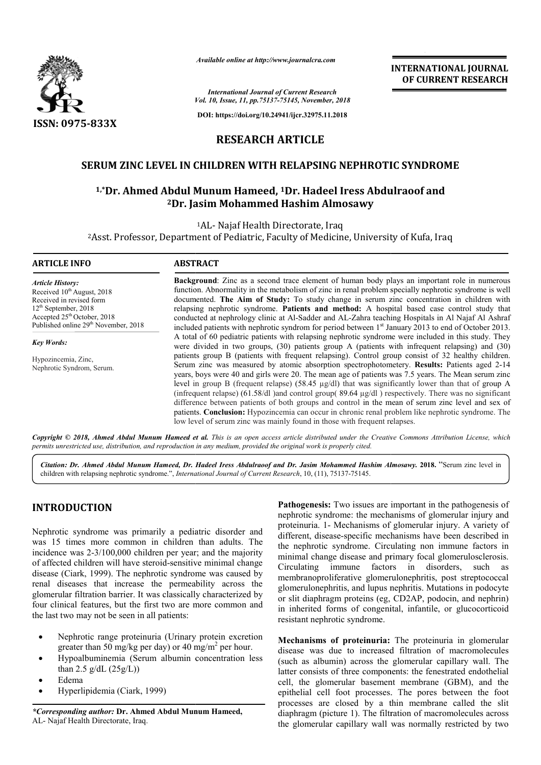**RESEARCH ARTICLE**

# SERUM ZINC LEVEL IN CHILDREN WITH RELAPSING NEPHROTIC SYNDROME

**[1,*]Dr. Ahmed Abdul Munum Hameed, [1]Dr. Hadeel Iress Abdulraoof and [2]Dr. Jasim Mohammed Hashim Almosawy**

[1]AL- Najaf Health Directorate, Iraq

[2]Asst. Professor, Department of Pediatric, Faculty of Medicine, University of Kufa, Iraq

**ARTICLE INFO**

*Article History:*
Received 10th August, 2018
Received in revised form 12th September, 2018
Accepted 25th October, 2018
Published online 29th November, 2018

*Key Words:*
Hypozincemia, Zinc, Nephrotic Syndrom, Serum.

**ABSTRACT**

**Background**: Zinc as a second trace element of human body plays an important role in numerous function. Abnormality in the metabolism of zinc in renal problem specially nephrotic syndrome is well documented. **The Aim of Study:** To study change in serum zinc concentration in children with relapsing nephrotic syndrome. **Patients and method:** A hospital based case control study that conducted at nephrology clinic at Al-Sadder and AL-Zahra teaching Hospitals in Al Najaf Al Ashraf included patients with nephrotic syndrom for period between 1st January 2013 to end of October 2013. A total of 60 pediatric patients with relapsing nephrotic syndrome were included in this study. They were divided in two groups, (30) patients group A (patients with infrequent relapsing) and (30) patients group B (patients with frequent relapsing). Control group consist of 32 healthy children. Serum zinc was measured by atomic absorption spectrophotometery. **Results:** Patients aged 2-14 years, boys were 40 and girls were 20. The mean age of patients was 7.5 years. The Mean serum zinc level in group B (frequent relapse) (58.45 µg/dl) that was significantly lower than that of group A (infrequent relapse) (61.58/dl )and control group( 89.64 µg/dl ) respectively. There was no significant difference between patients of both groups and control in the mean of serum zinc level and sex of patients. **Conclusion:** Hypozincemia can occur in chronic renal problem like nephrotic syndrome. The low level of serum zinc was mainly found in those with frequent relapses.

*Copyright © 2018, Ahmed Abdul Munum Hameed et al. This is an open access article distributed under the Creative Commons Attribution License, which permits unrestricted use, distribution, and reproduction in any medium, provided the original work is properly cited.*

*Citation: Dr. Ahmed Abdul Munum Hameed, Dr. Hadeel Iress Abdulraoof and Dr. Jasim Mohammed Hashim Almosawy.* **2018.** "Serum zinc level in children with relapsing nephrotic syndrome.", *International Journal of Current Research*, 10, (11), 75137-75145.

## INTRODUCTION

Nephrotic syndrome was primarily a pediatric disorder and was 15 times more common in children than adults. The incidence was 2-3/100,000 children per year; and the majority of affected children will have steroid-sensitive minimal change disease (Ciark, 1999). The nephrotic syndrome was caused by renal diseases that increase the permeability across the glomerular filtration barrier. It was classically characterized by four clinical features, but the first two are more common and the last two may not be seen in all patients:

- Nephrotic range proteinuria (Urinary protein excretion greater than 50 mg/kg per day) or 40 mg/m$^2$ per hour.
- Hypoalbuminemia (Serum albumin concentration less than 2.5 g/dL (25g/L))
- Edema
- Hyperlipidemia (Ciark, 1999)

***Corresponding author:*** **Dr. Ahmed Abdul Munum Hameed,**
AL- Najaf Health Directorate, Iraq.

**Pathogenesis:** Two issues are important in the pathogenesis of nephrotic syndrome: the mechanisms of glomerular injury and proteinuria. 1- Mechanisms of glomerular injury. A variety of different, disease-specific mechanisms have been described in the nephrotic syndrome. Circulating non immune factors in minimal change disease and primary focal glomerulosclerosis. Circulating immune factors in disorders, such as membranoproliferative glomerulonephritis, post streptococcal glomerulonephritis, and lupus nephritis. Mutations in podocyte or slit diaphragm proteins (eg, CD2AP, podocin, and nephrin) in inherited forms of congenital, infantile, or glucocorticoid resistant nephrotic syndrome.

**Mechanisms of proteinuria:** The proteinuria in glomerular disease was due to increased filtration of macromolecules (such as albumin) across the glomerular capillary wall. The latter consists of three components: the fenestrated endothelial cell, the glomerular basement membrane (GBM), and the epithelial cell foot processes. The pores between the foot processes are closed by a thin membrane called the slit diaphragm (picture 1). The filtration of macromolecules across the glomerular capillary wall was normally restricted by two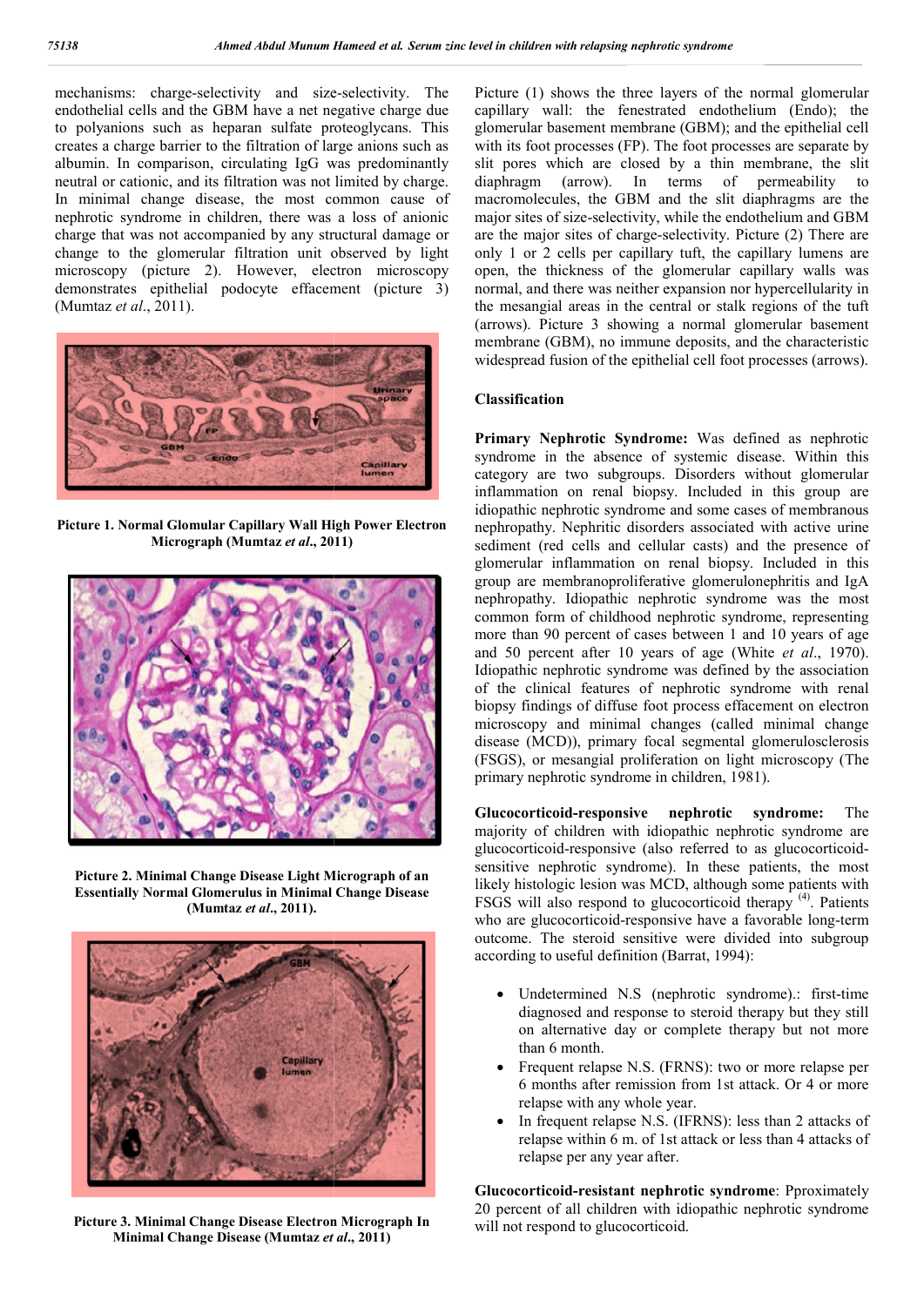mechanisms: charge-selectivity and size-selectivity. The endothelial cells and the GBM have a net negative charge due to polyanions such as heparan sulfate proteoglycans. This creates a charge barrier to the filtration of large anions such as albumin. In comparison, circulating IgG was predominantly neutral or cationic, and its filtration was not limited by charge. In minimal change disease, the most common cause of nephrotic syndrome in children, there was a loss of anionic charge that was not accompanied by any structural damage or change to the glomerular filtration unit observed by light microscopy (picture 2). However, electron microscopy demonstrates epithelial podocyte effacement (picture 3) (Mumtaz *et al*., 2011).

**Picture 1. Normal Glomular Capillary Wall High Power Electron Micrograph (Mumtaz *et al*., 2011)**

**Picture 2. Minimal Change Disease Light Micrograph of an Essentially Normal Glomerulus in Minimal Change Disease (Mumtaz *et al*., 2011).**

**Picture 3. Minimal Change Disease Electron Micrograph In Minimal Change Disease (Mumtaz *et al*., 2011)**

Picture (1) shows the three layers of the normal glomerular capillary wall: the fenestrated endothelium (Endo); the glomerular basement membrane (GBM); and the epithelial cell with its foot processes (FP). The foot processes are separate by slit pores which are closed by a thin membrane, the slit diaphragm (arrow). In terms of permeability to macromolecules, the GBM and the slit diaphragms are the major sites of size-selectivity, while the endothelium and GBM are the major sites of charge-selectivity. Picture (2) There are only 1 or 2 cells per capillary tuft, the capillary lumens are open, the thickness of the glomerular capillary walls was normal, and there was neither expansion nor hypercellularity in the mesangial areas in the central or stalk regions of the tuft (arrows). Picture 3 showing a normal glomerular basement membrane (GBM), no immune deposits, and the characteristic widespread fusion of the epithelial cell foot processes (arrows).

## Classification

**Primary Nephrotic Syndrome:** Was defined as nephrotic syndrome in the absence of systemic disease. Within this category are two subgroups. Disorders without glomerular inflammation on renal biopsy. Included in this group are idiopathic nephrotic syndrome and some cases of membranous nephropathy. Nephritic disorders associated with active urine sediment (red cells and cellular casts) and the presence of glomerular inflammation on renal biopsy. Included in this group are membranoproliferative glomerulonephritis and IgA nephropathy. Idiopathic nephrotic syndrome was the most common form of childhood nephrotic syndrome, representing more than 90 percent of cases between 1 and 10 years of age and 50 percent after 10 years of age (White *et al*., 1970). Idiopathic nephrotic syndrome was defined by the association of the clinical features of nephrotic syndrome with renal biopsy findings of diffuse foot process effacement on electron microscopy and minimal changes (called minimal change disease (MCD)), primary focal segmental glomerulosclerosis (FSGS), or mesangial proliferation on light microscopy (The primary nephrotic syndrome in children, 1981).

**Glucocorticoid-responsive nephrotic syndrome:** The majority of children with idiopathic nephrotic syndrome are glucocorticoid-responsive (also referred to as glucocorticoid-sensitive nephrotic syndrome). In these patients, the most likely histologic lesion was MCD, although some patients with FSGS will also respond to glucocorticoid therapy [(4)]. Patients who are glucocorticoid-responsive have a favorable long-term outcome. The steroid sensitive were divided into subgroup according to useful definition (Barrat, 1994):

- Undetermined N.S (nephrotic syndrome).: first-time diagnosed and response to steroid therapy but they still on alternative day or complete therapy but not more than 6 month.
- Frequent relapse N.S. (FRNS): two or more relapse per 6 months after remission from 1st attack. Or 4 or more relapse with any whole year.
- In frequent relapse N.S. (IFRNS): less than 2 attacks of relapse within 6 m. of 1st attack or less than 4 attacks of relapse per any year after.

**Glucocorticoid-resistant nephrotic syndrome**: Pproximately 20 percent of all children with idiopathic nephrotic syndrome will not respond to glucocorticoid.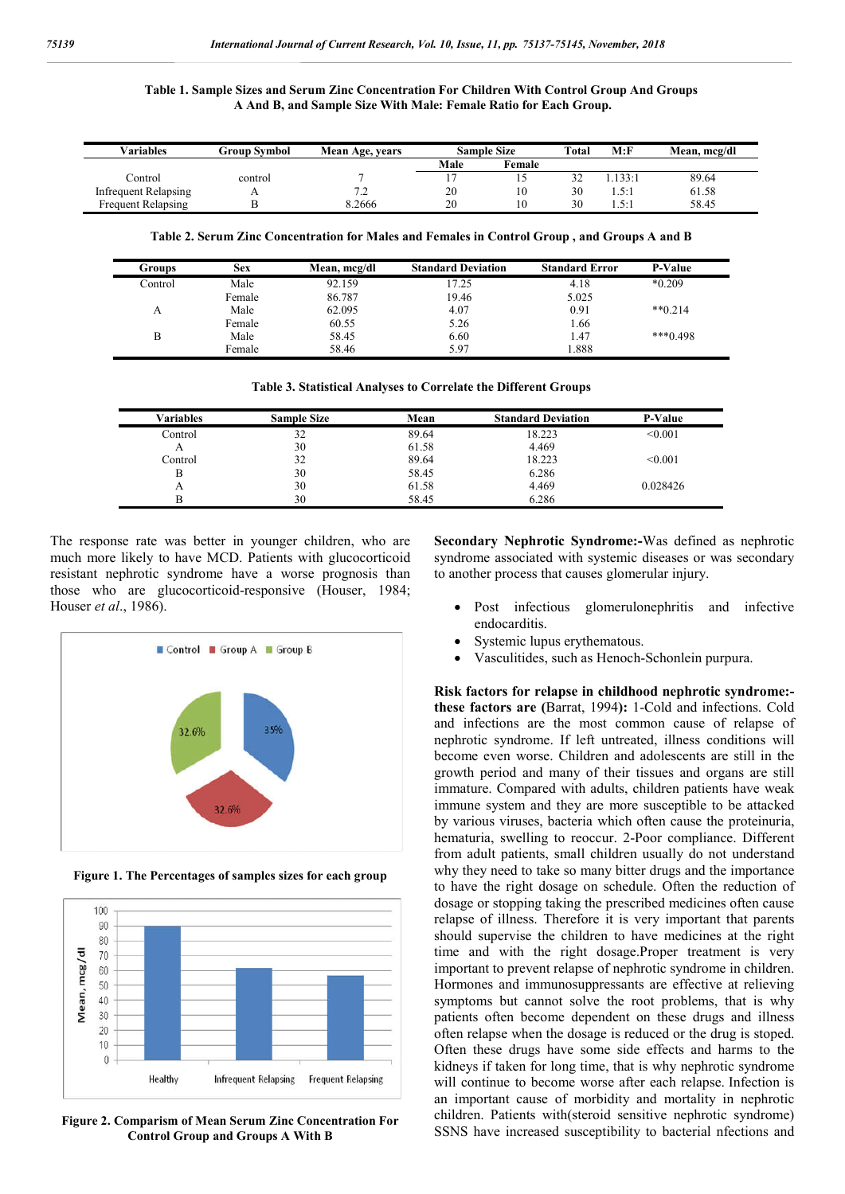**Table 1. Sample Sizes and Serum Zinc Concentration For Children With Control Group And Groups A And B, and Sample Size With Male: Female Ratio for Each Group.**

| Variables | Group Symbol | Mean Age, years | Sample Size | | Total | M:F | Mean, mcg/dl |
|---|---|---|---|---|---|---|---|
| | | | Male | Female | | | |
| Control | control | 7 | 17 | 15 | 32 | 1.133:1 | 89.64 |
| Infrequent Relapsing | A | 7.2 | 20 | 10 | 30 | 1.5:1 | 61.58 |
| Frequent Relapsing | B | 8.2666 | 20 | 10 | 30 | 1.5:1 | 58.45 |

**Table 2. Serum Zinc Concentration for Males and Females in Control Group , and Groups A and B**

| Groups | Sex | Mean, mcg/dl | Standard Deviation | Standard Error | P-Value |
|---|---|---|---|---|---|
| Control | Male | 92.159 | 17.25 | 4.18 | *0.209 |
| | Female | 86.787 | 19.46 | 5.025 | |
| A | Male | 62.095 | 4.07 | 0.91 | **0.214 |
| | Female | 60.55 | 5.26 | 1.66 | |
| B | Male | 58.45 | 6.60 | 1.47 | ***0.498 |
| | Female | 58.46 | 5.97 | 1.888 | |

**Table 3. Statistical Analyses to Correlate the Different Groups**

| Variables | Sample Size | Mean | Standard Deviation | P-Value |
|---|---|---|---|---|
| Control | 32 | 89.64 | 18.223 | <0.001 |
| A | 30 | 61.58 | 4.469 | |
| Control | 32 | 89.64 | 18.223 | <0.001 |
| B | 30 | 58.45 | 6.286 | |
| A | 30 | 61.58 | 4.469 | 0.028426 |
| B | 30 | 58.45 | 6.286 | |

The response rate was better in younger children, who are much more likely to have MCD. Patients with glucocorticoid resistant nephrotic syndrome have a worse prognosis than those who are glucocorticoid-responsive (Houser, 1984; Houser *et al*., 1986).

**Figure 1. The Percentages of samples sizes for each group**

**Figure 2. Comparism of Mean Serum Zinc Concentration For Control Group and Groups A With B**

**Secondary Nephrotic Syndrome:-**Was defined as nephrotic syndrome associated with systemic diseases or was secondary to another process that causes glomerular injury.

- Post infectious glomerulonephritis and infective endocarditis.
- Systemic lupus erythematous.
- Vasculitides, such as Henoch-Schonlein purpura.

**Risk factors for relapse in childhood nephrotic syndrome:- these factors are (**Barrat, 1994**):** 1-Cold and infections. Cold and infections are the most common cause of relapse of nephrotic syndrome. If left untreated, illness conditions will become even worse. Children and adolescents are still in the growth period and many of their tissues and organs are still immature. Compared with adults, children patients have weak immune system and they are more susceptible to be attacked by various viruses, bacteria which often cause the proteinuria, hematuria, swelling to reoccur. 2-Poor compliance. Different from adult patients, small children usually do not understand why they need to take so many bitter drugs and the importance to have the right dosage on schedule. Often the reduction of dosage or stopping taking the prescribed medicines often cause relapse of illness. Therefore it is very important that parents should supervise the children to have medicines at the right time and with the right dosage.Proper treatment is very important to prevent relapse of nephrotic syndrome in children. Hormones and immunosuppressants are effective at relieving symptoms but cannot solve the root problems, that is why patients often become dependent on these drugs and illness often relapse when the dosage is reduced or the drug is stoped. Often these drugs have some side effects and harms to the kidneys if taken for long time, that is why nephrotic syndrome will continue to become worse after each relapse. Infection is an important cause of morbidity and mortality in nephrotic children. Patients with(steroid sensitive nephrotic syndrome) SSNS have increased susceptibility to bacterial nfections and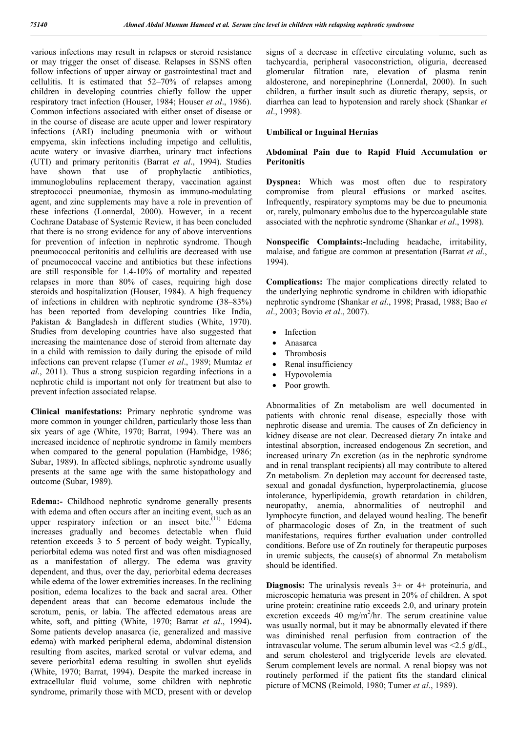various infections may result in relapses or steroid resistance or may trigger the onset of disease. Relapses in SSNS often follow infections of upper airway or gastrointestinal tract and cellulitis. It is estimated that 52–70% of relapses among children in developing countries chiefly follow the upper respiratory tract infection (Houser, 1984; Houser *et al*., 1986). Common infections associated with either onset of disease or in the course of disease are acute upper and lower respiratory infections (ARI) including pneumonia with or without empyema, skin infections including impetigo and cellulitis, acute watery or invasive diarrhea, urinary tract infections (UTI) and primary peritonitis (Barrat *et al*., 1994). Studies have shown that use of prophylactic antibiotics, immunoglobulins replacement therapy, vaccination against streptococci pneumoniae, thymosin as immuno-modulating agent, and zinc supplements may have a role in prevention of these infections (Lonnerdal, 2000). However, in a recent Cochrane Database of Systemic Review, it has been concluded that there is no strong evidence for any of above interventions for prevention of infection in nephrotic syndrome. Though pneumococcal peritonitis and cellulitis are decreased with use of pneumococcal vaccine and antibiotics but these infections are still responsible for 1.4-10% of mortality and repeated relapses in more than 80% of cases, requiring high dose steroids and hospitalization (Houser, 1984). A high frequency of infections in children with nephrotic syndrome (38–83%) has been reported from developing countries like India, Pakistan & Bangladesh in different studies (White, 1970). Studies from developing countries have also suggested that increasing the maintenance dose of steroid from alternate day in a child with remission to daily during the episode of mild infections can prevent relapse (Tumer *et al*., 1989; Mumtaz *et al*., 2011). Thus a strong suspicion regarding infections in a nephrotic child is important not only for treatment but also to prevent infection associated relapse.

**Clinical manifestations:** Primary nephrotic syndrome was more common in younger children, particularly those less than six years of age (White, 1970; Barrat, 1994). There was an increased incidence of nephrotic syndrome in family members when compared to the general population (Hambidge, 1986; Subar, 1989). In affected siblings, nephrotic syndrome usually presents at the same age with the same histopathology and outcome (Subar, 1989).

**Edema:-** Childhood nephrotic syndrome generally presents with edema and often occurs after an inciting event, such as an upper respiratory infection or an insect bite.[11] Edema increases gradually and becomes detectable when fluid retention exceeds 3 to 5 percent of body weight. Typically, periorbital edema was noted first and was often misdiagnosed as a manifestation of allergy. The edema was gravity dependent, and thus, over the day, periorbital edema decreases while edema of the lower extremities increases. In the reclining position, edema localizes to the back and sacral area. Other dependent areas that can become edematous include the scrotum, penis, or labia. The affected edematous areas are white, soft, and pitting (White, 1970; Barrat *et al*., 1994)**.** Some patients develop anasarca (ie, generalized and massive edema) with marked peripheral edema, abdominal distension resulting from ascites, marked scrotal or vulvar edema, and severe periorbital edema resulting in swollen shut eyelids (White, 1970; Barrat, 1994). Despite the marked increase in extracellular fluid volume, some children with nephrotic syndrome, primarily those with MCD, present with or develop signs of a decrease in effective circulating volume, such as tachycardia, peripheral vasoconstriction, oliguria, decreased glomerular filtration rate, elevation of plasma renin aldosterone, and norepinephrine (Lonnerdal, 2000). In such children, a further insult such as diuretic therapy, sepsis, or diarrhea can lead to hypotension and rarely shock (Shankar *et al*., 1998).

**Umbilical or Inguinal Hernias**

**Abdominal Pain due to Rapid Fluid Accumulation or Peritonitis**

**Dyspnea:** Which was most often due to respiratory compromise from pleural effusions or marked ascites. Infrequently, respiratory symptoms may be due to pneumonia or, rarely, pulmonary embolus due to the hypercoagulable state associated with the nephrotic syndrome (Shankar *et al*., 1998).

**Nonspecific Complaints:-**Including headache, irritability, malaise, and fatigue are common at presentation (Barrat *et al*., 1994).

**Complications:** The major complications directly related to the underlying nephrotic syndrome in children with idiopathic nephrotic syndrome (Shankar *et al*., 1998; Prasad, 1988; Bao *et al*., 2003; Bovio *et al*., 2007).

- Infection
- Anasarca
- Thrombosis
- Renal insufficiency
- Hypovolemia
- Poor growth.

Abnormalities of Zn metabolism are well documented in patients with chronic renal disease, especially those with nephrotic disease and uremia. The causes of Zn deficiency in kidney disease are not clear. Decreased dietary Zn intake and intestinal absorption, increased endogenous Zn secretion, and increased urinary Zn excretion (as in the nephrotic syndrome and in renal transplant recipients) all may contribute to altered Zn metabolism. Zn depletion may account for decreased taste, sexual and gonadal dysfunction, hyperprolactinemia, glucose intolerance, hyperlipidemia, growth retardation in children, neuropathy, anemia, abnormalities of neutrophil and lymphocyte function, and delayed wound healing. The benefit of pharmacologic doses of Zn, in the treatment of such manifestations, requires further evaluation under controlled conditions. Before use of Zn routinely for therapeutic purposes in uremic subjects, the cause(s) of abnormal Zn metabolism should be identified.

**Diagnosis:** The urinalysis reveals 3+ or 4+ proteinuria, and microscopic hematuria was present in 20% of children. A spot urine protein: creatinine ratio exceeds 2.0, and urinary protein excretion exceeds 40 $mg/m^2/hr$. The serum creatinine value was usually normal, but it may be abnormally elevated if there was diminished renal perfusion from contraction of the intravascular volume. The serum albumin level was <2.5 g/dL, and serum cholesterol and triglyceride levels are elevated. Serum complement levels are normal. A renal biopsy was not routinely performed if the patient fits the standard clinical picture of MCNS (Reimold, 1980; Tumer *et al*., 1989).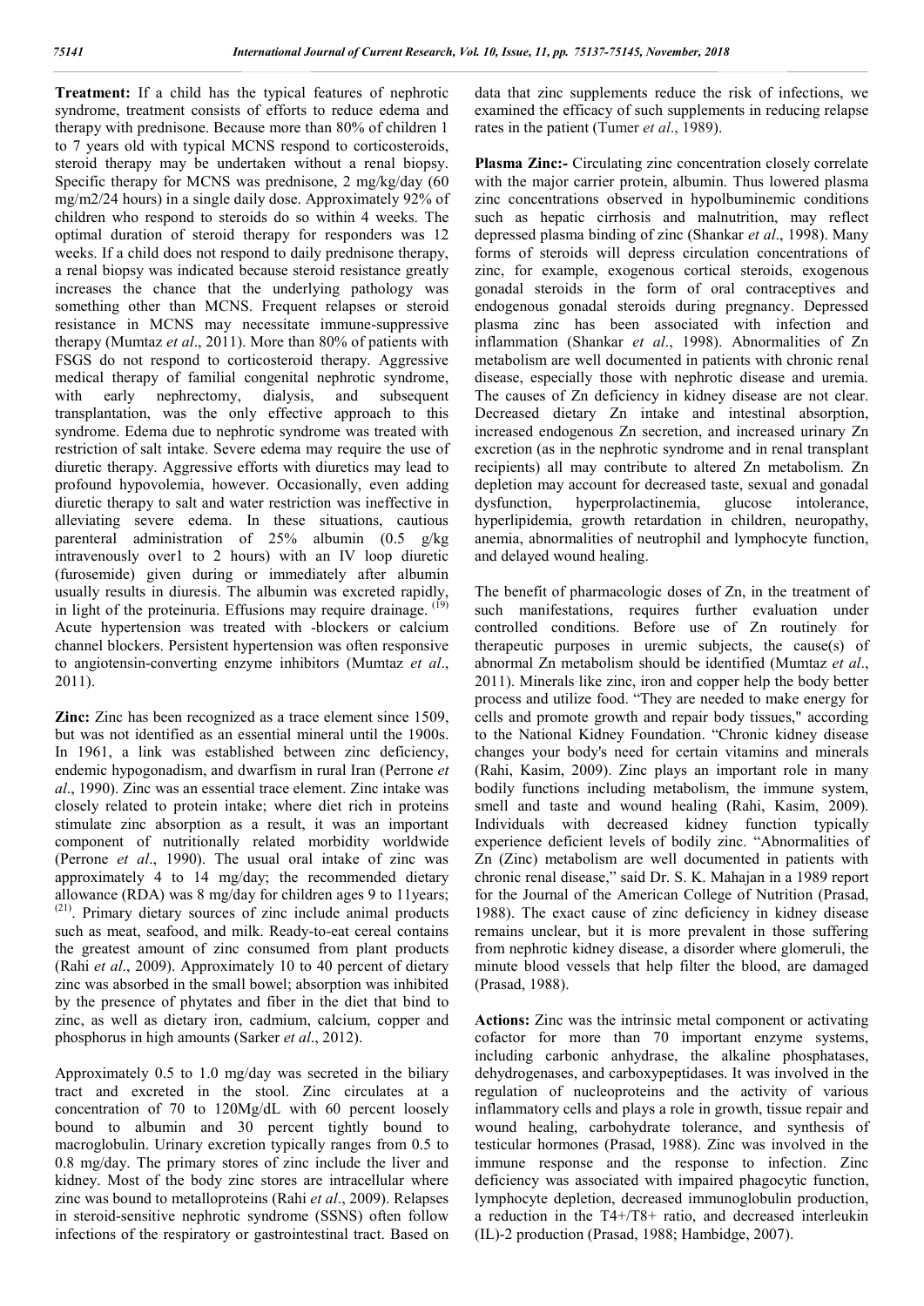**Treatment:** If a child has the typical features of nephrotic syndrome, treatment consists of efforts to reduce edema and therapy with prednisone. Because more than 80% of children 1 to 7 years old with typical MCNS respond to corticosteroids, steroid therapy may be undertaken without a renal biopsy. Specific therapy for MCNS was prednisone, 2 mg/kg/day (60 mg/m2/24 hours) in a single daily dose. Approximately 92% of children who respond to steroids do so within 4 weeks. The optimal duration of steroid therapy for responders was 12 weeks. If a child does not respond to daily prednisone therapy, a renal biopsy was indicated because steroid resistance greatly increases the chance that the underlying pathology was something other than MCNS. Frequent relapses or steroid resistance in MCNS may necessitate immune-suppressive therapy (Mumtaz *et al*., 2011). More than 80% of patients with FSGS do not respond to corticosteroid therapy. Aggressive medical therapy of familial congenital nephrotic syndrome, with early nephrectomy, dialysis, and subsequent transplantation, was the only effective approach to this syndrome. Edema due to nephrotic syndrome was treated with restriction of salt intake. Severe edema may require the use of diuretic therapy. Aggressive efforts with diuretics may lead to profound hypovolemia, however. Occasionally, even adding diuretic therapy to salt and water restriction was ineffective in alleviating severe edema. In these situations, cautious parenteral administration of 25% albumin (0.5 g/kg intravenously over1 to 2 hours) with an IV loop diuretic (furosemide) given during or immediately after albumin usually results in diuresis. The albumin was excreted rapidly, in light of the proteinuria. Effusions may require drainage. [19] Acute hypertension was treated with -blockers or calcium channel blockers. Persistent hypertension was often responsive to angiotensin-converting enzyme inhibitors (Mumtaz *et al*., 2011).

**Zinc:** Zinc has been recognized as a trace element since 1509, but was not identified as an essential mineral until the 1900s. In 1961, a link was established between zinc deficiency, endemic hypogonadism, and dwarfism in rural Iran (Perrone *et al*., 1990). Zinc was an essential trace element. Zinc intake was closely related to protein intake; where diet rich in proteins stimulate zinc absorption as a result, it was an important component of nutritionally related morbidity worldwide (Perrone *et al*., 1990). The usual oral intake of zinc was approximately 4 to 14 mg/day; the recommended dietary allowance (RDA) was 8 mg/day for children ages 9 to 11years; [21]. Primary dietary sources of zinc include animal products such as meat, seafood, and milk. Ready-to-eat cereal contains the greatest amount of zinc consumed from plant products (Rahi *et al*., 2009). Approximately 10 to 40 percent of dietary zinc was absorbed in the small bowel; absorption was inhibited by the presence of phytates and fiber in the diet that bind to zinc, as well as dietary iron, cadmium, calcium, copper and phosphorus in high amounts (Sarker *et al*., 2012).

Approximately 0.5 to 1.0 mg/day was secreted in the biliary tract and excreted in the stool. Zinc circulates at a concentration of 70 to 120Mg/dL with 60 percent loosely bound to albumin and 30 percent tightly bound to macroglobulin. Urinary excretion typically ranges from 0.5 to 0.8 mg/day. The primary stores of zinc include the liver and kidney. Most of the body zinc stores are intracellular where zinc was bound to metalloproteins (Rahi *et al*., 2009). Relapses in steroid-sensitive nephrotic syndrome (SSNS) often follow infections of the respiratory or gastrointestinal tract. Based on data that zinc supplements reduce the risk of infections, we examined the efficacy of such supplements in reducing relapse rates in the patient (Tumer *et al*., 1989).

**Plasma Zinc:-** Circulating zinc concentration closely correlate with the major carrier protein, albumin. Thus lowered plasma zinc concentrations observed in hypolbuminemic conditions such as hepatic cirrhosis and malnutrition, may reflect depressed plasma binding of zinc (Shankar *et al*., 1998). Many forms of steroids will depress circulation concentrations of zinc, for example, exogenous cortical steroids, exogenous gonadal steroids in the form of oral contraceptives and endogenous gonadal steroids during pregnancy. Depressed plasma zinc has been associated with infection and inflammation (Shankar *et al*., 1998). Abnormalities of Zn metabolism are well documented in patients with chronic renal disease, especially those with nephrotic disease and uremia. The causes of Zn deficiency in kidney disease are not clear. Decreased dietary Zn intake and intestinal absorption, increased endogenous Zn secretion, and increased urinary Zn excretion (as in the nephrotic syndrome and in renal transplant recipients) all may contribute to altered Zn metabolism. Zn depletion may account for decreased taste, sexual and gonadal dysfunction, hyperprolactinemia, glucose intolerance, hyperlipidemia, growth retardation in children, neuropathy, anemia, abnormalities of neutrophil and lymphocyte function, and delayed wound healing.

The benefit of pharmacologic doses of Zn, in the treatment of such manifestations, requires further evaluation under controlled conditions. Before use of Zn routinely for therapeutic purposes in uremic subjects, the cause(s) of abnormal Zn metabolism should be identified (Mumtaz *et al*., 2011). Minerals like zinc, iron and copper help the body better process and utilize food. "They are needed to make energy for cells and promote growth and repair body tissues," according to the National Kidney Foundation. "Chronic kidney disease changes your body's need for certain vitamins and minerals (Rahi, Kasim, 2009). Zinc plays an important role in many bodily functions including metabolism, the immune system, smell and taste and wound healing (Rahi, Kasim, 2009). Individuals with decreased kidney function typically experience deficient levels of bodily zinc. "Abnormalities of Zn (Zinc) metabolism are well documented in patients with chronic renal disease," said Dr. S. K. Mahajan in a 1989 report for the Journal of the American College of Nutrition (Prasad, 1988). The exact cause of zinc deficiency in kidney disease remains unclear, but it is more prevalent in those suffering from nephrotic kidney disease, a disorder where glomeruli, the minute blood vessels that help filter the blood, are damaged (Prasad, 1988).

**Actions:** Zinc was the intrinsic metal component or activating cofactor for more than 70 important enzyme systems, including carbonic anhydrase, the alkaline phosphatases, dehydrogenases, and carboxypeptidases. It was involved in the regulation of nucleoproteins and the activity of various inflammatory cells and plays a role in growth, tissue repair and wound healing, carbohydrate tolerance, and synthesis of testicular hormones (Prasad, 1988). Zinc was involved in the immune response and the response to infection. Zinc deficiency was associated with impaired phagocytic function, lymphocyte depletion, decreased immunoglobulin production, a reduction in the T4+/T8+ ratio, and decreased interleukin (IL)-2 production (Prasad, 1988; Hambidge, 2007).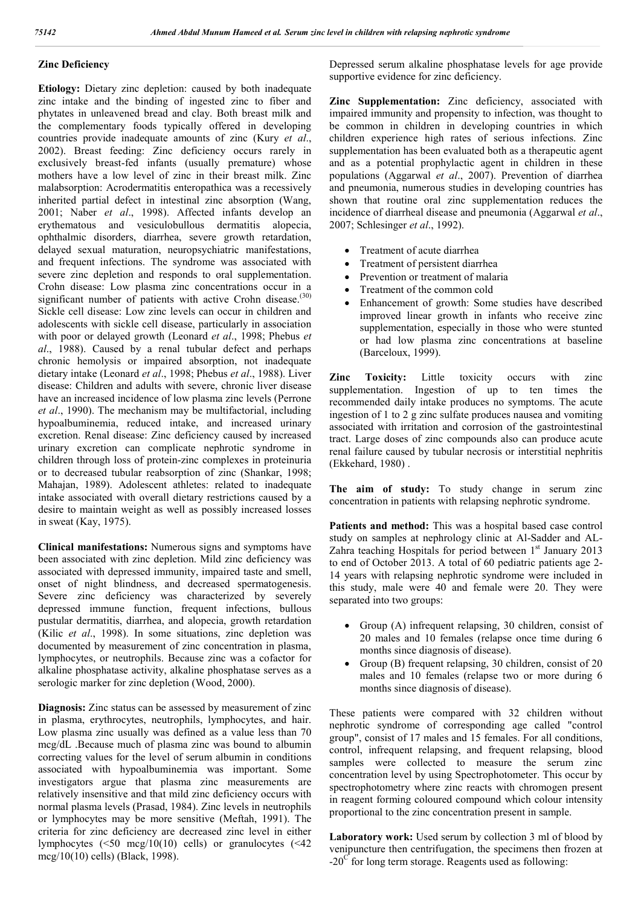**Zinc Deficiency**

**Etiology:** Dietary zinc depletion: caused by both inadequate zinc intake and the binding of ingested zinc to fiber and phytates in unleavened bread and clay. Both breast milk and the complementary foods typically offered in developing countries provide inadequate amounts of zinc (Kury *et al*., 2002). Breast feeding: Zinc deficiency occurs rarely in exclusively breast-fed infants (usually premature) whose mothers have a low level of zinc in their breast milk. Zinc malabsorption: Acrodermatitis enteropathica was a recessively inherited partial defect in intestinal zinc absorption (Wang, 2001; Naber *et al*., 1998). Affected infants develop an erythematous and vesiculobullous dermatitis alopecia, ophthalmic disorders, diarrhea, severe growth retardation, delayed sexual maturation, neuropsychiatric manifestations, and frequent infections. The syndrome was associated with severe zinc depletion and responds to oral supplementation. Crohn disease: Low plasma zinc concentrations occur in a significant number of patients with active Crohn disease.[30] Sickle cell disease: Low zinc levels can occur in children and adolescents with sickle cell disease, particularly in association with poor or delayed growth (Leonard *et al*., 1998; Phebus *et al*., 1988). Caused by a renal tubular defect and perhaps chronic hemolysis or impaired absorption, not inadequate dietary intake (Leonard *et al*., 1998; Phebus *et al*., 1988). Liver disease: Children and adults with severe, chronic liver disease have an increased incidence of low plasma zinc levels (Perrone *et al*., 1990). The mechanism may be multifactorial, including hypoalbuminemia, reduced intake, and increased urinary excretion. Renal disease: Zinc deficiency caused by increased urinary excretion can complicate nephrotic syndrome in children through loss of protein-zinc complexes in proteinuria or to decreased tubular reabsorption of zinc (Shankar, 1998; Mahajan, 1989). Adolescent athletes: related to inadequate intake associated with overall dietary restrictions caused by a desire to maintain weight as well as possibly increased losses in sweat (Kay, 1975).

**Clinical manifestations:** Numerous signs and symptoms have been associated with zinc depletion. Mild zinc deficiency was associated with depressed immunity, impaired taste and smell, onset of night blindness, and decreased spermatogenesis. Severe zinc deficiency was characterized by severely depressed immune function, frequent infections, bullous pustular dermatitis, diarrhea, and alopecia, growth retardation (Kilic *et al*., 1998). In some situations, zinc depletion was documented by measurement of zinc concentration in plasma, lymphocytes, or neutrophils. Because zinc was a cofactor for alkaline phosphatase activity, alkaline phosphatase serves as a serologic marker for zinc depletion (Wood, 2000).

**Diagnosis:** Zinc status can be assessed by measurement of zinc in plasma, erythrocytes, neutrophils, lymphocytes, and hair. Low plasma zinc usually was defined as a value less than 70 mcg/dL .Because much of plasma zinc was bound to albumin correcting values for the level of serum albumin in conditions associated with hypoalbuminemia was important. Some investigators argue that plasma zinc measurements are relatively insensitive and that mild zinc deficiency occurs with normal plasma levels (Prasad, 1984). Zinc levels in neutrophils or lymphocytes may be more sensitive (Meftah, 1991). The criteria for zinc deficiency are decreased zinc level in either lymphocytes (<50 mcg/10(10) cells) or granulocytes (<42 mcg/10(10) cells) (Black, 1998).

Depressed serum alkaline phosphatase levels for age provide supportive evidence for zinc deficiency.

**Zinc Supplementation:** Zinc deficiency, associated with impaired immunity and propensity to infection, was thought to be common in children in developing countries in which children experience high rates of serious infections. Zinc supplementation has been evaluated both as a therapeutic agent and as a potential prophylactic agent in children in these populations (Aggarwal *et al*., 2007). Prevention of diarrhea and pneumonia, numerous studies in developing countries has shown that routine oral zinc supplementation reduces the incidence of diarrheal disease and pneumonia (Aggarwal *et al*., 2007; Schlesinger *et al*., 1992).

- Treatment of acute diarrhea
- Treatment of persistent diarrhea
- Prevention or treatment of malaria
- Treatment of the common cold
- Enhancement of growth: Some studies have described improved linear growth in infants who receive zinc supplementation, especially in those who were stunted or had low plasma zinc concentrations at baseline (Barceloux, 1999).

**Zinc Toxicity:** Little toxicity occurs with zinc supplementation. Ingestion of up to ten times the recommended daily intake produces no symptoms. The acute ingestion of 1 to 2 g zinc sulfate produces nausea and vomiting associated with irritation and corrosion of the gastrointestinal tract. Large doses of zinc compounds also can produce acute renal failure caused by tubular necrosis or interstitial nephritis (Ekkehard, 1980) .

**The aim of study:** To study change in serum zinc concentration in patients with relapsing nephrotic syndrome.

**Patients and method:** This was a hospital based case control study on samples at nephrology clinic at Al-Sadder and AL-Zahra teaching Hospitals for period between 1st January 2013 to end of October 2013. A total of 60 pediatric patients age 2-14 years with relapsing nephrotic syndrome were included in this study, male were 40 and female were 20. They were separated into two groups:

- Group (A) infrequent relapsing, 30 children, consist of 20 males and 10 females (relapse once time during 6 months since diagnosis of disease).
- Group (B) frequent relapsing, 30 children, consist of 20 males and 10 females (relapse two or more during 6 months since diagnosis of disease).

These patients were compared with 32 children without nephrotic syndrome of corresponding age called "control group", consist of 17 males and 15 females. For all conditions, control, infrequent relapsing, and frequent relapsing, blood samples were collected to measure the serum zinc concentration level by using Spectrophotometer. This occur by spectrophotometry where zinc reacts with chromogen present in reagent forming coloured compound which colour intensity proportional to the zinc concentration present in sample.

**Laboratory work:** Used serum by collection 3 ml of blood by venipuncture then centrifugation, the specimens then frozen at $-20^{C}$ for long term storage. Reagents used as following: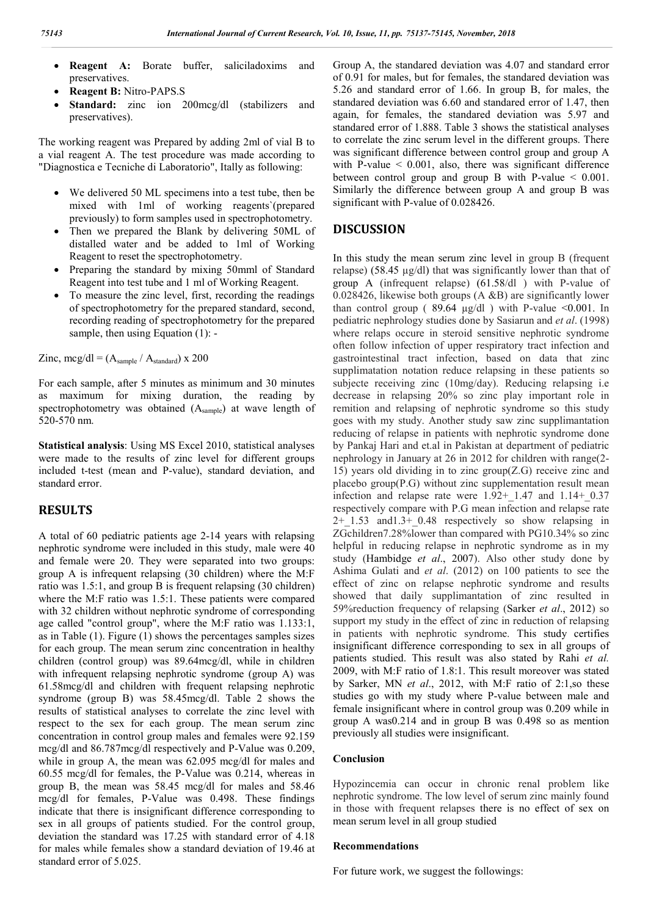- **Reagent A:** Borate buffer, saliciladoxims and preservatives.
- **Reagent B:** Nitro-PAPS.S
- **Standard:** zinc ion 200mcg/dl (stabilizers and preservatives).

The working reagent was Prepared by adding 2ml of vial B to a vial reagent A. The test procedure was made according to "Diagnostica e Tecniche di Laboratorio", Itally as following:

- We delivered 50 ML specimens into a test tube, then be mixed with 1ml of working reagents`(prepared previously) to form samples used in spectrophotometry.
- Then we prepared the Blank by delivering 50ML of distalled water and be added to 1ml of Working Reagent to reset the spectrophotometry.
- Preparing the standard by mixing 50mml of Standard Reagent into test tube and 1 ml of Working Reagent.
- To measure the zinc level, first, recording the readings of spectrophotometry for the prepared standard, second, recording reading of spectrophotometry for the prepared sample, then using Equation (1): -

Zinc, mcg/dl = $(A_{sample} / A_{standard}) \times 200$

For each sample, after 5 minutes as minimum and 30 minutes as maximum for mixing duration, the reading by spectrophotometry was obtained ($A_{sample}$) at wave length of 520-570 nm.

**Statistical analysis**: Using MS Excel 2010, statistical analyses were made to the results of zinc level for different groups included t-test (mean and P-value), standard deviation, and standard error.

## RESULTS

A total of 60 pediatric patients age 2-14 years with relapsing nephrotic syndrome were included in this study, male were 40 and female were 20. They were separated into two groups: group A is infrequent relapsing (30 children) where the M:F ratio was 1.5:1, and group B is frequent relapsing (30 children) where the M:F ratio was 1.5:1. These patients were compared with 32 children without nephrotic syndrome of corresponding age called "control group", where the M:F ratio was 1.133:1, as in Table (1). Figure (1) shows the percentages samples sizes for each group. The mean serum zinc concentration in healthy children (control group) was 89.64mcg/dl, while in children with infrequent relapsing nephrotic syndrome (group A) was 61.58mcg/dl and children with frequent relapsing nephrotic syndrome (group B) was 58.45mcg/dl. Table 2 shows the results of statistical analyses to correlate the zinc level with respect to the sex for each group. The mean serum zinc concentration in control group males and females were 92.159 mcg/dl and 86.787mcg/dl respectively and P-Value was 0.209, while in group A, the mean was 62.095 mcg/dl for males and 60.55 mcg/dl for females, the P-Value was 0.214, whereas in group B, the mean was 58.45 mcg/dl for males and 58.46 mcg/dl for females, P-Value was 0.498. These findings indicate that there is insignificant difference corresponding to sex in all groups of patients studied. For the control group, deviation the standard was 17.25 with standard error of 4.18 for males while females show a standard deviation of 19.46 at standard error of 5.025. Group A, the standared deviation was 4.07 and standard error of 0.91 for males, but for females, the standared deviation was 5.26 and standard error of 1.66. In group B, for males, the standared deviation was 6.60 and standared error of 1.47, then again, for females, the standared deviation was 5.97 and standared error of 1.888. Table 3 shows the statistical analyses to correlate the zinc serum level in the different groups. There was significant difference between control group and group A with P-value < 0.001, also, there was significant difference between control group and group B with P-value < 0.001. Similarly the difference between group A and group B was significant with P-value of 0.028426.

## DISCUSSION

In this study the mean serum zinc level in group B (frequent relapse) (58.45 µg/dl) that was significantly lower than that of group A (infrequent relapse) (61.58/dl ) with P-value of 0.028426, likewise both groups (A &B) are significantly lower than control group ( 89.64 µg/dl ) with P-value <0.001. In pediatric nephrology studies done by Sasiarun and *et al*. (1998) where relaps occure in steroid sensitive nephrotic syndrome often follow infection of upper respiratory tract infection and gastrointestinal tract infection, based on data that zinc supplimatation notation reduce relapsing in these patients so subjecte receiving zinc (10mg/day). Reducing relapsing i.e decrease in relapsing 20% so zinc play important role in remition and relapsing of nephrotic syndrome so this study goes with my study. Another study saw zinc supplimantation reducing of relapse in patients with nephrotic syndrome done by Pankaj Hari and et.al in Pakistan at department of pediatric nephrology in January at 26 in 2012 for children with range(2-15) years old dividing in to zinc group(Z.G) receive zinc and placebo group(P.G) without zinc supplementation result mean infection and relapse rate were 1.92+_1.47 and 1.14+_0.37 respectively compare with P.G mean infection and relapse rate 2+_1.53 and1.3+_0.48 respectively so show relapsing in ZGchildren7.28%lower than compared with PG10.34% so zinc helpful in reducing relapse in nephrotic syndrome as in my study (Hambidge *et al*., 2007). Also other study done by Ashima Gulati and *et al*. (2012) on 100 patients to see the effect of zinc on relapse nephrotic syndrome and results showed that daily supplimantation of zinc resulted in 59%reduction frequency of relapsing (Sarker *et al*., 2012) so support my study in the effect of zinc in reduction of relapsing in patients with nephrotic syndrome. This study certifies insignificant difference corresponding to sex in all groups of patients studied. This result was also stated by Rahi *et al.* 2009, with M:F ratio of 1.8:1. This result moreover was stated by Sarker, MN *et al*., 2012, with M:F ratio of 2:1,so these studies go with my study where P-value between male and female insignificant where in control group was 0.209 while in group A was0.214 and in group B was 0.498 so as mention previously all studies were insignificant.

### Conclusion

Hypozincemia can occur in chronic renal problem like nephrotic syndrome. The low level of serum zinc mainly found in those with frequent relapses there is no effect of sex on mean serum level in all group studied

### Recommendations

For future work, we suggest the followings: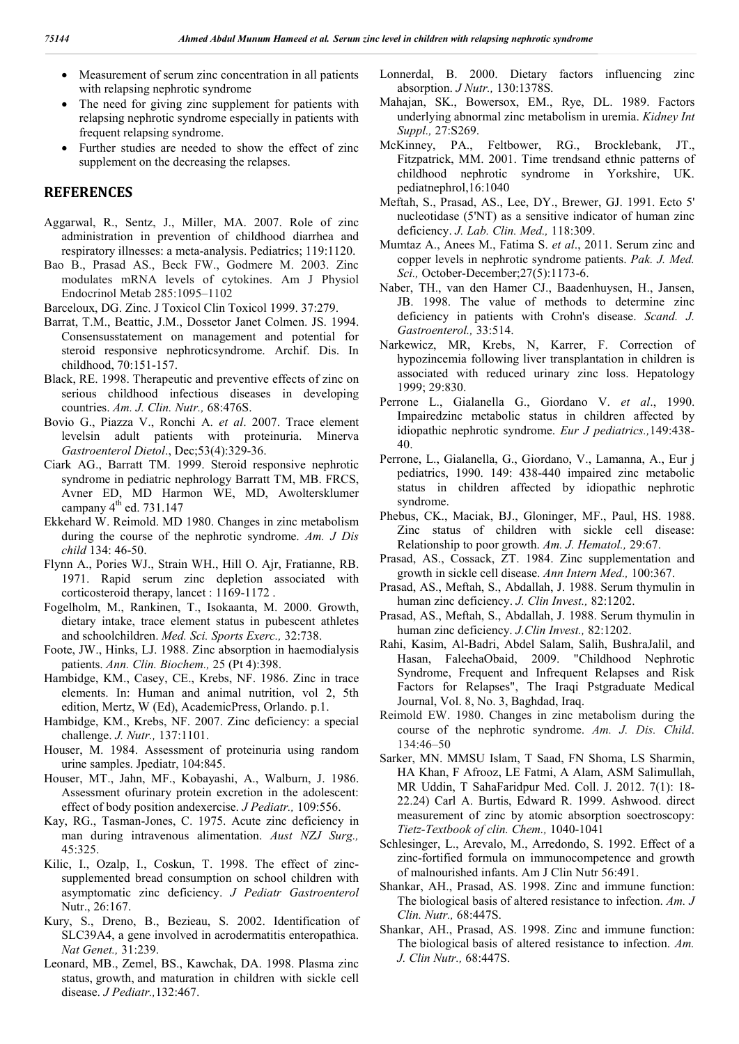- Measurement of serum zinc concentration in all patients with relapsing nephrotic syndrome
- The need for giving zinc supplement for patients with relapsing nephrotic syndrome especially in patients with frequent relapsing syndrome.
- Further studies are needed to show the effect of zinc supplement on the decreasing the relapses.

## REFERENCES

Aggarwal, R., Sentz, J., Miller, MA. 2007. Role of zinc administration in prevention of childhood diarrhea and respiratory illnesses: a meta-analysis. Pediatrics; 119:1120.

Bao B., Prasad AS., Beck FW., Godmere M. 2003. Zinc modulates mRNA levels of cytokines. Am J Physiol Endocrinol Metab 285:1095–1102

Barceloux, DG. Zinc. J Toxicol Clin Toxicol 1999. 37:279.

Barrat, T.M., Beattic, J.M., Dossetor Janet Colmen. JS. 1994. Consensusstatement on management and potential for steroid responsive nephroticsyndrome. Archif. Dis. In childhood, 70:151-157.

Black, RE. 1998. Therapeutic and preventive effects of zinc on serious childhood infectious diseases in developing countries. *Am. J. Clin. Nutr.,* 68:476S.

Bovio G., Piazza V., Ronchi A. *et al*. 2007. Trace element levelsin adult patients with proteinuria. Minerva *Gastroenterol Dietol*., Dec;53(4):329-36.

Ciark AG., Barratt TM. 1999. Steroid responsive nephrotic syndrome in pediatric nephrology Barratt TM, MB. FRCS, Avner ED, MD Harmon WE, MD, Awoltersklumer campany 4th ed. 731.147

Ekkehard W. Reimold. MD 1980. Changes in zinc metabolism during the course of the nephrotic syndrome. *Am. J Dis child* 134: 46-50.

Flynn A., Pories WJ., Strain WH., Hill O. Ajr, Fratianne, RB. 1971. Rapid serum zinc depletion associated with corticosteroid therapy, lancet : 1169-1172 .

Fogelholm, M., Rankinen, T., Isokaanta, M. 2000. Growth, dietary intake, trace element status in pubescent athletes and schoolchildren. *Med. Sci. Sports Exerc.,* 32:738.

Foote, JW., Hinks, LJ. 1988. Zinc absorption in haemodialysis patients. *Ann. Clin. Biochem.,* 25 (Pt 4):398.

Hambidge, KM., Casey, CE., Krebs, NF. 1986. Zinc in trace elements. In: Human and animal nutrition, vol 2, 5th edition, Mertz, W (Ed), AcademicPress, Orlando. p.1.

Hambidge, KM., Krebs, NF. 2007. Zinc deficiency: a special challenge. *J. Nutr.,* 137:1101.

Houser, M. 1984. Assessment of proteinuria using random urine samples. Jpediatr, 104:845.

Houser, MT., Jahn, MF., Kobayashi, A., Walburn, J. 1986. Assessment ofurinary protein excretion in the adolescent: effect of body position andexercise. *J Pediatr.,* 109:556.

Kay, RG., Tasman-Jones, C. 1975. Acute zinc deficiency in man during intravenous alimentation. *Aust NZJ Surg.,* 45:325.

Kilic, I., Ozalp, I., Coskun, T. 1998. The effect of zinc-supplemented bread consumption on school children with asymptomatic zinc deficiency. *J Pediatr Gastroenterol* Nutr., 26:167.

Kury, S., Dreno, B., Bezieau, S. 2002. Identification of SLC39A4, a gene involved in acrodermatitis enteropathica. *Nat Genet.,* 31:239.

Leonard, MB., Zemel, BS., Kawchak, DA. 1998. Plasma zinc status, growth, and maturation in children with sickle cell disease. *J Pediatr.,*132:467.

Lonnerdal, B. 2000. Dietary factors influencing zinc absorption. *J Nutr.,* 130:1378S.

Mahajan, SK., Bowersox, EM., Rye, DL. 1989. Factors underlying abnormal zinc metabolism in uremia. *Kidney Int Suppl.,* 27:S269.

McKinney, PA., Feltbower, RG., Brocklebank, JT., Fitzpatrick, MM. 2001. Time trendsand ethnic patterns of childhood nephrotic syndrome in Yorkshire, UK. pediatnephrol,16:1040

Meftah, S., Prasad, AS., Lee, DY., Brewer, GJ. 1991. Ecto 5' nucleotidase (5'NT) as a sensitive indicator of human zinc deficiency. *J. Lab. Clin. Med.,* 118:309.

Mumtaz A., Anees M., Fatima S. *et al*., 2011. Serum zinc and copper levels in nephrotic syndrome patients. *Pak. J. Med. Sci.,* October-December;27(5):1173-6.

Naber, TH., van den Hamer CJ., Baadenhuysen, H., Jansen, JB. 1998. The value of methods to determine zinc deficiency in patients with Crohn's disease. *Scand. J. Gastroenterol.,* 33:514.

Narkewicz, MR, Krebs, N, Karrer, F. Correction of hypozincemia following liver transplantation in children is associated with reduced urinary zinc loss. Hepatology 1999; 29:830.

Perrone L., Gialanella G., Giordano V. *et al*., 1990. Impairedzinc metabolic status in children affected by idiopathic nephrotic syndrome. *Eur J pediatrics.,*149:438-40.

Perrone, L., Gialanella, G., Giordano, V., Lamanna, A., Eur j pediatrics, 1990. 149: 438-440 impaired zinc metabolic status in children affected by idiopathic nephrotic syndrome.

Phebus, CK., Maciak, BJ., Gloninger, MF., Paul, HS. 1988. Zinc status of children with sickle cell disease: Relationship to poor growth. *Am. J. Hematol.,* 29:67.

Prasad, AS., Cossack, ZT. 1984. Zinc supplementation and growth in sickle cell disease. *Ann Intern Med.,* 100:367.

Prasad, AS., Meftah, S., Abdallah, J. 1988. Serum thymulin in human zinc deficiency. *J. Clin Invest.,* 82:1202.

Prasad, AS., Meftah, S., Abdallah, J. 1988. Serum thymulin in human zinc deficiency. *J.Clin Invest.,* 82:1202.

Rahi, Kasim, Al-Badri, Abdel Salam, Salih, BushraJalil, and Hasan, FaleehaObaid, 2009. "Childhood Nephrotic Syndrome, Frequent and Infrequent Relapses and Risk Factors for Relapses", The Iraqi Pstgraduate Medical Journal, Vol. 8, No. 3, Baghdad, Iraq.

Reimold EW. 1980. Changes in zinc metabolism during the course of the nephrotic syndrome. *Am. J. Dis. Child*. 134:46–50

Sarker, MN. MMSU Islam, T Saad, FN Shoma, LS Sharmin, HA Khan, F Afrooz, LE Fatmi, A Alam, ASM Salimullah, MR Uddin, T SahaFaridpur Med. Coll. J. 2012. 7(1): 18-22.24) Carl A. Burtis, Edward R. 1999. Ashwood. direct measurement of zinc by atomic absorption soectroscopy: *Tietz-Textbook of clin. Chem.,* 1040-1041

Schlesinger, L., Arevalo, M., Arredondo, S. 1992. Effect of a zinc-fortified formula on immunocompetence and growth of malnourished infants. Am J Clin Nutr 56:491.

Shankar, AH., Prasad, AS. 1998. Zinc and immune function: The biological basis of altered resistance to infection. *Am. J Clin. Nutr.,* 68:447S.

Shankar, AH., Prasad, AS. 1998. Zinc and immune function: The biological basis of altered resistance to infection. *Am. J. Clin Nutr.,* 68:447S.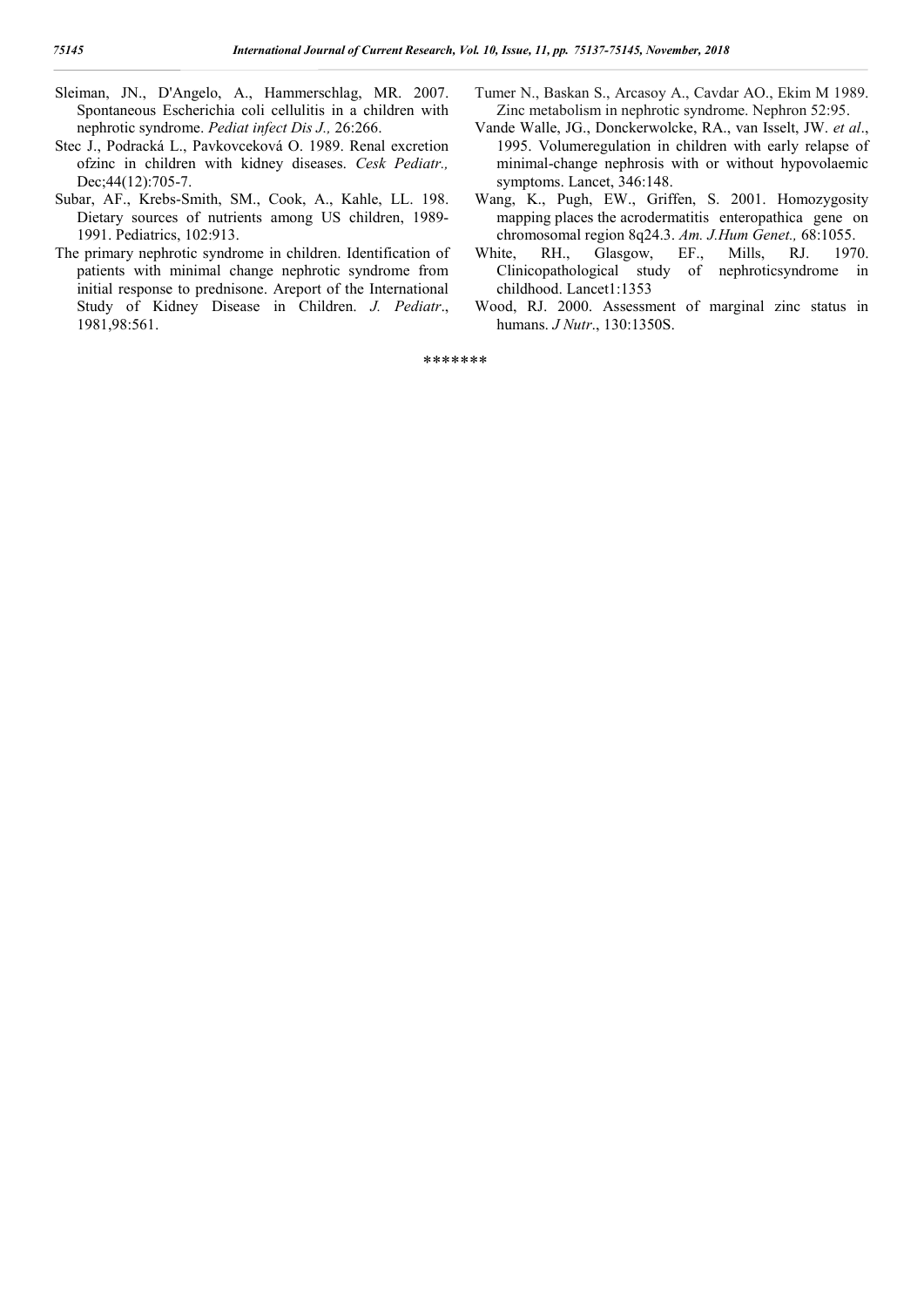Sleiman, JN., D'Angelo, A., Hammerschlag, MR. 2007. Spontaneous Escherichia coli cellulitis in a children with nephrotic syndrome. *Pediat infect Dis J.,* 26:266.

Stec J., Podracká L., Pavkovceková O. 1989. Renal excretion ofzinc in children with kidney diseases. *Cesk Pediatr.,* Dec;44(12):705-7.

Subar, AF., Krebs-Smith, SM., Cook, A., Kahle, LL. 198. Dietary sources of nutrients among US children, 1989-1991. Pediatrics, 102:913.

The primary nephrotic syndrome in children. Identification of patients with minimal change nephrotic syndrome from initial response to prednisone. Areport of the International Study of Kidney Disease in Children. *J. Pediatr*., 1981,98:561.

Tumer N., Baskan S., Arcasoy A., Cavdar AO., Ekim M 1989. Zinc metabolism in nephrotic syndrome. Nephron 52:95.

Vande Walle, JG., Donckerwolcke, RA., van Isselt, JW. *et al*., 1995. Volumeregulation in children with early relapse of minimal-change nephrosis with or without hypovolaemic symptoms. Lancet, 346:148.

Wang, K., Pugh, EW., Griffen, S. 2001. Homozygosity mapping places the acrodermatitis enteropathica gene on chromosomal region 8q24.3. *Am. J.Hum Genet.,* 68:1055.

White, RH., Glasgow, EF., Mills, RJ. 1970. Clinicopathological study of nephroticsyndrome in childhood. Lancet1:1353

Wood, RJ. 2000. Assessment of marginal zinc status in humans. *J Nutr*., 130:1350S.

*******